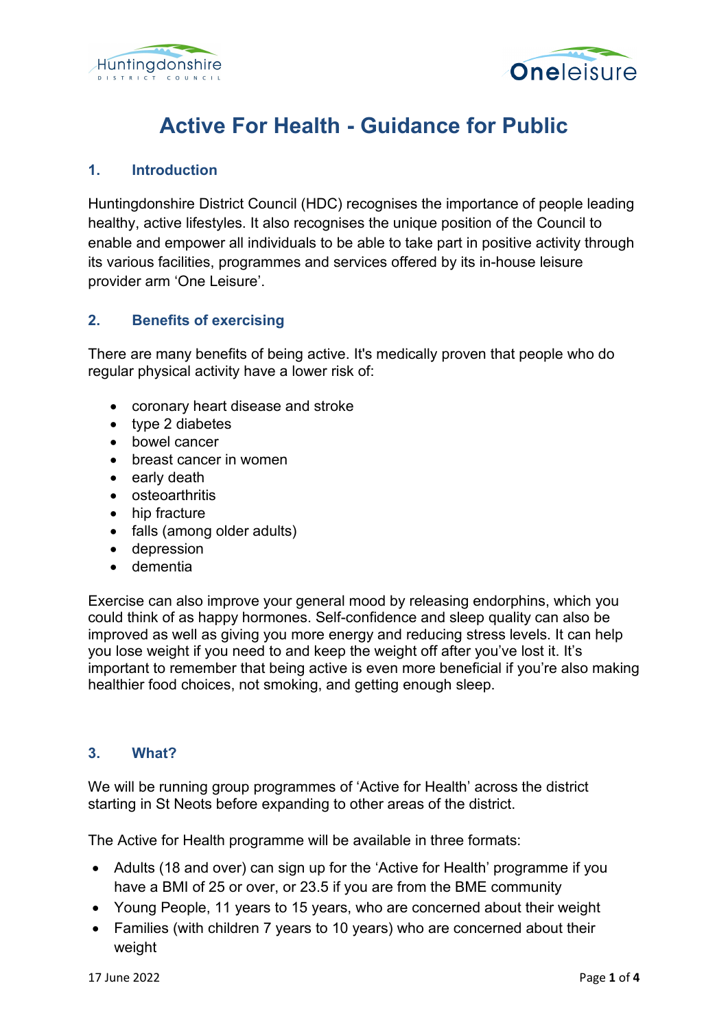# Active For Health - Guidance for Public

## 1. Introduction

Huntingdonshire District Council (HDC) recognises the importance of people leading healthy, active lifestyles. It also recognises the unique position of the Council to enable and empower all individuals to be able to take part in positive activity through its various facilities, programmes and services offered by its in-house leisure provider arm 'One Leisure'.

## 2. Benefits of exercising

There are many benefits of being active. It's medically proven that people who do regular physical activity have a lower risk of:

- coronary heart disease and stroke
- type 2 diabetes
- bowel cancer
- breast cancer in women
- early death
- osteoarthritis
- hip fracture
- falls (among older adults)
- depression
- dementia

Exercise can also improve your general mood by releasing endorphins, which you could think of as happy hormones. Self-confidence and sleep quality can also be improved as well as giving you more energy and reducing stress levels. It can help you lose weight if you need to and keep the weight off after you've lost it. It's important to remember that being active is even more beneficial if you're also making healthier food choices, not smoking, and getting enough sleep.

## 3. What?

We will be running group programmes of 'Active for Health' across the district starting in St Neots before expanding to other areas of the district.

The Active for Health programme will be available in three formats:

- Adults (18 and over) can sign up for the 'Active for Health' programme if you have a BMI of 25 or over, or 23.5 if you are from the BME community
- Young People, 11 years to 15 years, who are concerned about their weight
- Families (with children 7 years to 10 years) who are concerned about their weight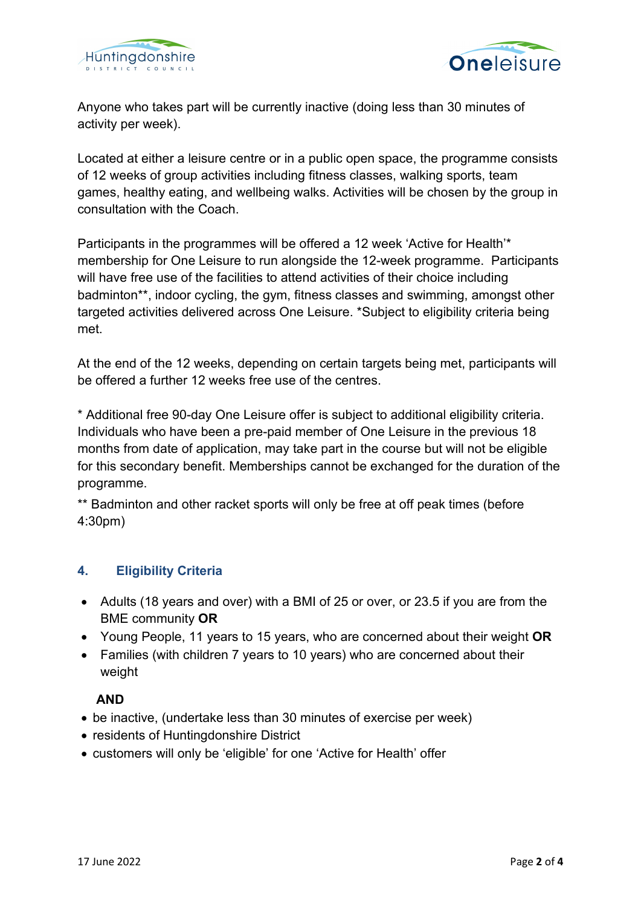Anyone who takes part will be currently inactive (doing less than 30 minutes of activity per week).

Located at either a leisure centre or in a public open space, the programme consists of 12 weeks of group activities including fitness classes, walking sports, team games, healthy eating, and wellbeing walks. Activities will be chosen by the group in consultation with the Coach.

Participants in the programmes will be offered a 12 week 'Active for Health'* membership for One Leisure to run alongside the 12-week programme. Participants will have free use of the facilities to attend activities of their choice including badminton**, indoor cycling, the gym, fitness classes and swimming, amongst other targeted activities delivered across One Leisure. *Subject to eligibility criteria being met.

At the end of the 12 weeks, depending on certain targets being met, participants will be offered a further 12 weeks free use of the centres.

* Additional free 90-day One Leisure offer is subject to additional eligibility criteria. Individuals who have been a pre-paid member of One Leisure in the previous 18 months from date of application, may take part in the course but will not be eligible for this secondary benefit. Memberships cannot be exchanged for the duration of the programme.

** Badminton and other racket sports will only be free at off peak times (before 4:30pm)

## 4. Eligibility Criteria

- Adults (18 years and over) with a BMI of 25 or over, or 23.5 if you are from the BME community **OR**
- Young People, 11 years to 15 years, who are concerned about their weight **OR**
- Families (with children 7 years to 10 years) who are concerned about their weight

**AND**

- be inactive, (undertake less than 30 minutes of exercise per week)
- residents of Huntingdonshire District
- customers will only be 'eligible' for one 'Active for Health' offer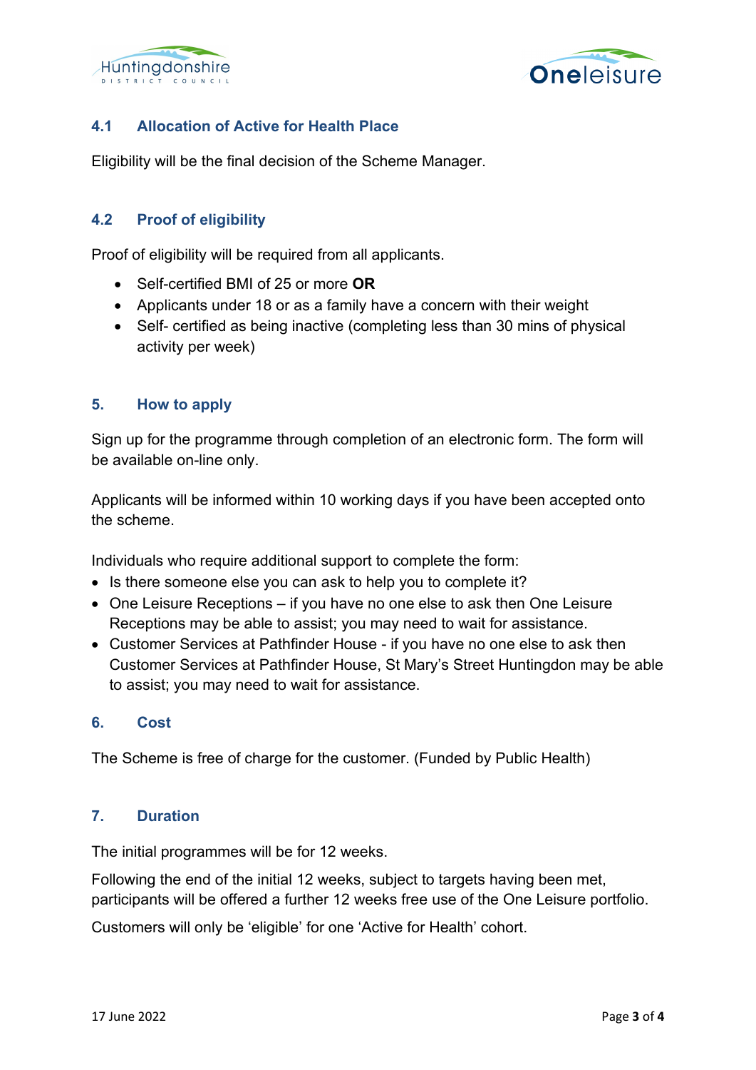### 4.1 Allocation of Active for Health Place

Eligibility will be the final decision of the Scheme Manager.

### 4.2 Proof of eligibility

Proof of eligibility will be required from all applicants.

- Self-certified BMI of 25 or more **OR**
- Applicants under 18 or as a family have a concern with their weight
- Self- certified as being inactive (completing less than 30 mins of physical activity per week)

## 5. How to apply

Sign up for the programme through completion of an electronic form. The form will be available on-line only.

Applicants will be informed within 10 working days if you have been accepted onto the scheme.

Individuals who require additional support to complete the form:

- Is there someone else you can ask to help you to complete it?
- One Leisure Receptions – if you have no one else to ask then One Leisure Receptions may be able to assist; you may need to wait for assistance.
- Customer Services at Pathfinder House - if you have no one else to ask then Customer Services at Pathfinder House, St Mary's Street Huntingdon may be able to assist; you may need to wait for assistance.

## 6. Cost

The Scheme is free of charge for the customer. (Funded by Public Health)

## 7. Duration

The initial programmes will be for 12 weeks.

Following the end of the initial 12 weeks, subject to targets having been met, participants will be offered a further 12 weeks free use of the One Leisure portfolio.

Customers will only be 'eligible' for one 'Active for Health' cohort.

17 June 2022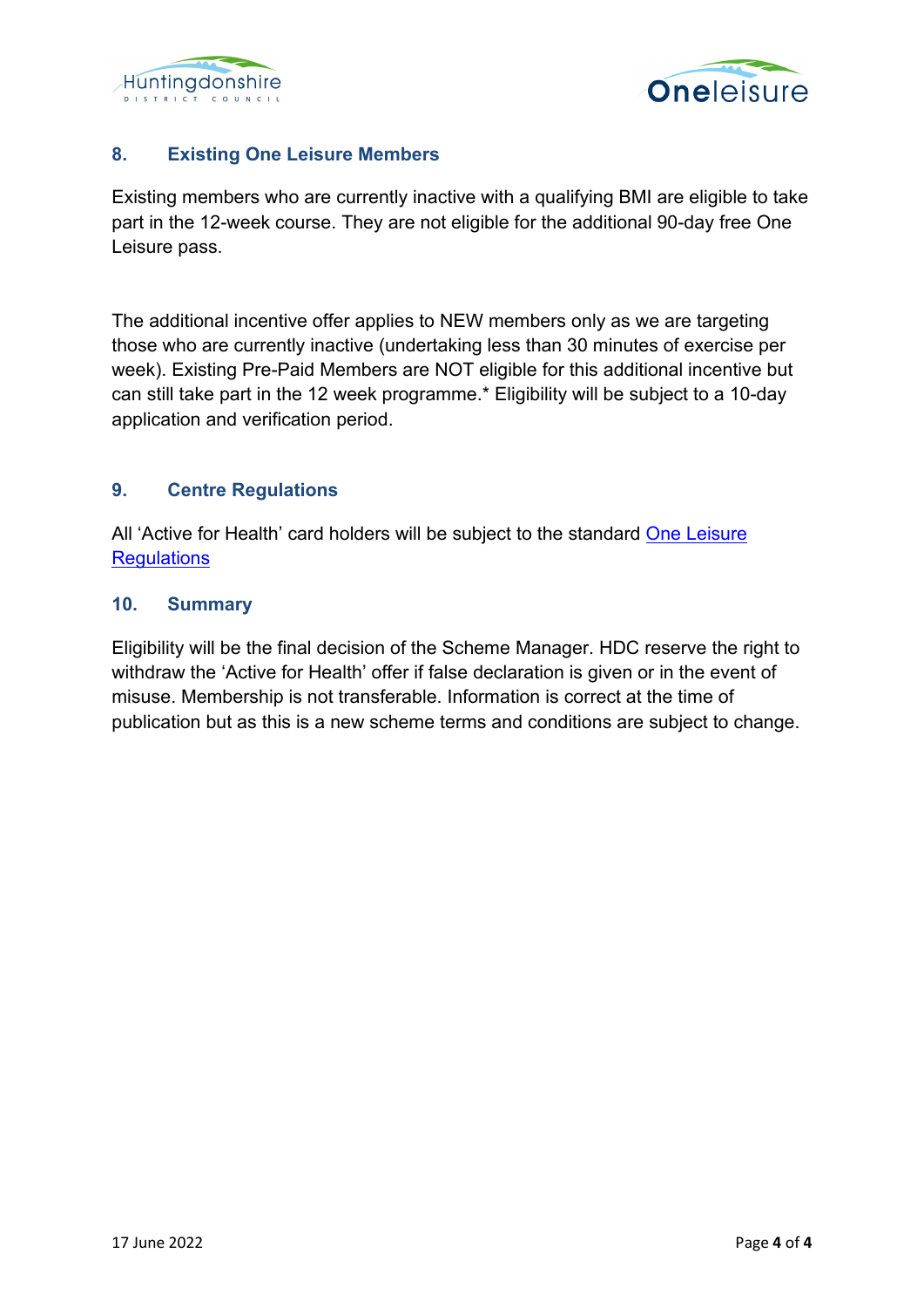## 8. Existing One Leisure Members

Existing members who are currently inactive with a qualifying BMI are eligible to take part in the 12-week course. They are not eligible for the additional 90-day free One Leisure pass.

The additional incentive offer applies to NEW members only as we are targeting those who are currently inactive (undertaking less than 30 minutes of exercise per week). Existing Pre-Paid Members are NOT eligible for this additional incentive but can still take part in the 12 week programme.* Eligibility will be subject to a 10-day application and verification period.

## 9. Centre Regulations

All 'Active for Health' card holders will be subject to the standard One Leisure Regulations

## 10. Summary

Eligibility will be the final decision of the Scheme Manager. HDC reserve the right to withdraw the 'Active for Health' offer if false declaration is given or in the event of misuse. Membership is not transferable. Information is correct at the time of publication but as this is a new scheme terms and conditions are subject to change.

17 June 2022